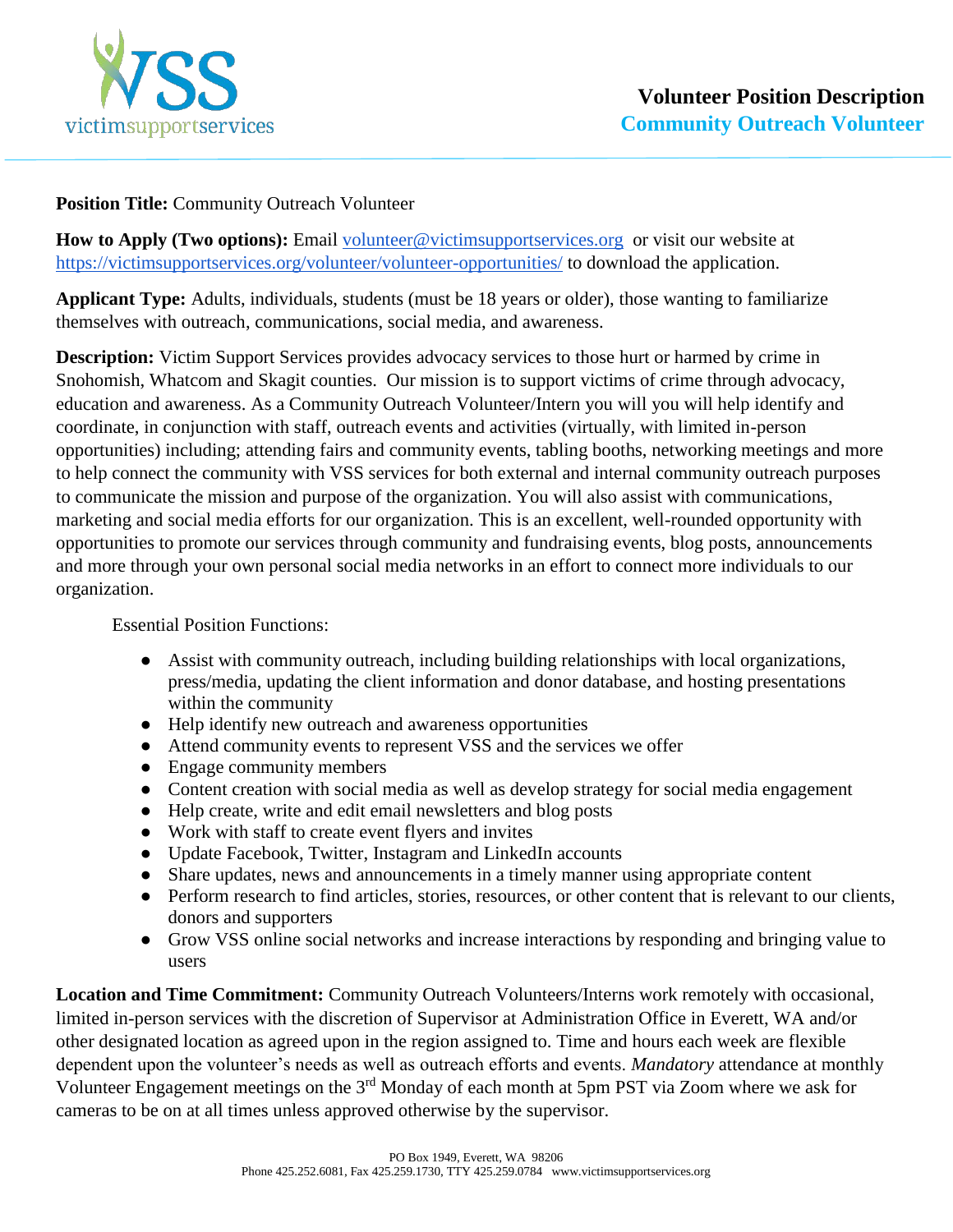victimsupportservices

# Volunteer Position Description
## Community Outreach Volunteer

**Position Title:** Community Outreach Volunteer

**How to Apply (Two options):** Email volunteer@victimsupportservices.org or visit our website at https://victimsupportservices.org/volunteer/volunteer-opportunities/ to download the application.

**Applicant Type:** Adults, individuals, students (must be 18 years or older), those wanting to familiarize themselves with outreach, communications, social media, and awareness.

**Description:** Victim Support Services provides advocacy services to those hurt or harmed by crime in Snohomish, Whatcom and Skagit counties. Our mission is to support victims of crime through advocacy, education and awareness. As a Community Outreach Volunteer/Intern you will you will help identify and coordinate, in conjunction with staff, outreach events and activities (virtually, with limited in-person opportunities) including; attending fairs and community events, tabling booths, networking meetings and more to help connect the community with VSS services for both external and internal community outreach purposes to communicate the mission and purpose of the organization. You will also assist with communications, marketing and social media efforts for our organization. This is an excellent, well-rounded opportunity with opportunities to promote our services through community and fundraising events, blog posts, announcements and more through your own personal social media networks in an effort to connect more individuals to our organization.

Essential Position Functions:

- Assist with community outreach, including building relationships with local organizations, press/media, updating the client information and donor database, and hosting presentations within the community
- Help identify new outreach and awareness opportunities
- Attend community events to represent VSS and the services we offer
- Engage community members
- Content creation with social media as well as develop strategy for social media engagement
- Help create, write and edit email newsletters and blog posts
- Work with staff to create event flyers and invites
- Update Facebook, Twitter, Instagram and LinkedIn accounts
- Share updates, news and announcements in a timely manner using appropriate content
- Perform research to find articles, stories, resources, or other content that is relevant to our clients, donors and supporters
- Grow VSS online social networks and increase interactions by responding and bringing value to users

**Location and Time Commitment:** Community Outreach Volunteers/Interns work remotely with occasional, limited in-person services with the discretion of Supervisor at Administration Office in Everett, WA and/or other designated location as agreed upon in the region assigned to. Time and hours each week are flexible dependent upon the volunteer's needs as well as outreach efforts and events. *Mandatory* attendance at monthly Volunteer Engagement meetings on the 3rd Monday of each month at 5pm PST via Zoom where we ask for cameras to be on at all times unless approved otherwise by the supervisor.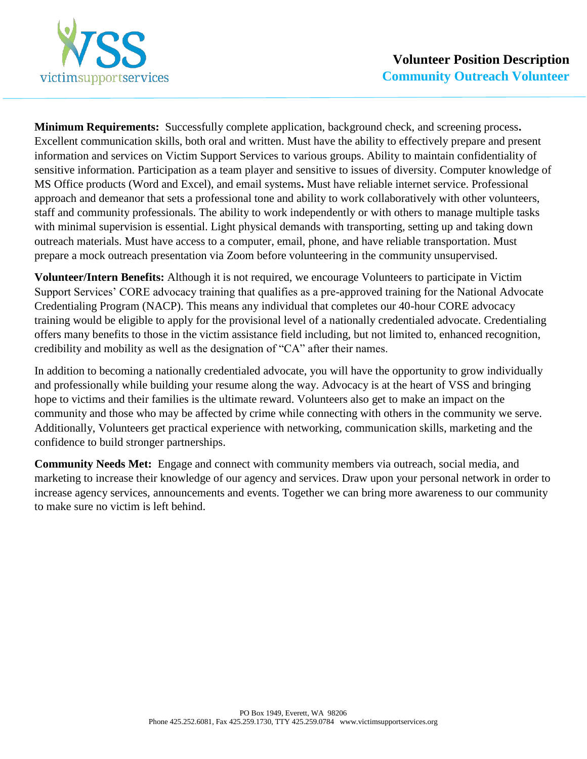**Volunteer Position Description**
**Community Outreach Volunteer**

**Minimum Requirements:** Successfully complete application, background check, and screening process**.** Excellent communication skills, both oral and written. Must have the ability to effectively prepare and present information and services on Victim Support Services to various groups. Ability to maintain confidentiality of sensitive information. Participation as a team player and sensitive to issues of diversity. Computer knowledge of MS Office products (Word and Excel), and email systems**.** Must have reliable internet service. Professional approach and demeanor that sets a professional tone and ability to work collaboratively with other volunteers, staff and community professionals. The ability to work independently or with others to manage multiple tasks with minimal supervision is essential. Light physical demands with transporting, setting up and taking down outreach materials. Must have access to a computer, email, phone, and have reliable transportation. Must prepare a mock outreach presentation via Zoom before volunteering in the community unsupervised.

**Volunteer/Intern Benefits:** Although it is not required, we encourage Volunteers to participate in Victim Support Services' CORE advocacy training that qualifies as a pre-approved training for the National Advocate Credentialing Program (NACP). This means any individual that completes our 40-hour CORE advocacy training would be eligible to apply for the provisional level of a nationally credentialed advocate. Credentialing offers many benefits to those in the victim assistance field including, but not limited to, enhanced recognition, credibility and mobility as well as the designation of "CA" after their names.

In addition to becoming a nationally credentialed advocate, you will have the opportunity to grow individually and professionally while building your resume along the way. Advocacy is at the heart of VSS and bringing hope to victims and their families is the ultimate reward. Volunteers also get to make an impact on the community and those who may be affected by crime while connecting with others in the community we serve. Additionally, Volunteers get practical experience with networking, communication skills, marketing and the confidence to build stronger partnerships.

**Community Needs Met:** Engage and connect with community members via outreach, social media, and marketing to increase their knowledge of our agency and services. Draw upon your personal network in order to increase agency services, announcements and events. Together we can bring more awareness to our community to make sure no victim is left behind.